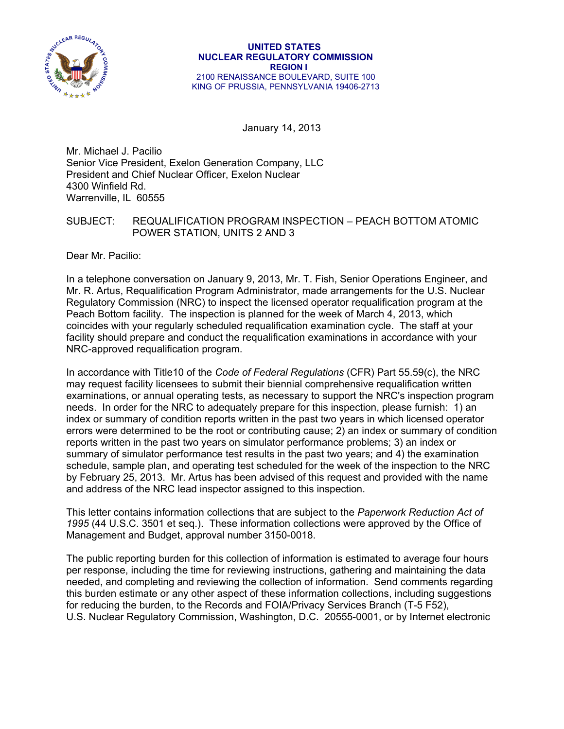**UNITED STATES**
**NUCLEAR REGULATORY COMMISSION**
**REGION I**
2100 RENAISSANCE BOULEVARD, SUITE 100
KING OF PRUSSIA, PENNSYLVANIA 19406-2713

January 14, 2013

Mr. Michael J. Pacilio
Senior Vice President, Exelon Generation Company, LLC
President and Chief Nuclear Officer, Exelon Nuclear
4300 Winfield Rd.
Warrenville, IL 60555

SUBJECT: REQUALIFICATION PROGRAM INSPECTION – PEACH BOTTOM ATOMIC POWER STATION, UNITS 2 AND 3

Dear Mr. Pacilio:

In a telephone conversation on January 9, 2013, Mr. T. Fish, Senior Operations Engineer, and Mr. R. Artus, Requalification Program Administrator, made arrangements for the U.S. Nuclear Regulatory Commission (NRC) to inspect the licensed operator requalification program at the Peach Bottom facility. The inspection is planned for the week of March 4, 2013, which coincides with your regularly scheduled requalification examination cycle. The staff at your facility should prepare and conduct the requalification examinations in accordance with your NRC-approved requalification program.

In accordance with Title10 of the *Code of Federal Regulations* (CFR) Part 55.59(c), the NRC may request facility licensees to submit their biennial comprehensive requalification written examinations, or annual operating tests, as necessary to support the NRC's inspection program needs. In order for the NRC to adequately prepare for this inspection, please furnish: 1) an index or summary of condition reports written in the past two years in which licensed operator errors were determined to be the root or contributing cause; 2) an index or summary of condition reports written in the past two years on simulator performance problems; 3) an index or summary of simulator performance test results in the past two years; and 4) the examination schedule, sample plan, and operating test scheduled for the week of the inspection to the NRC by February 25, 2013. Mr. Artus has been advised of this request and provided with the name and address of the NRC lead inspector assigned to this inspection.

This letter contains information collections that are subject to the *Paperwork Reduction Act of 1995* (44 U.S.C. 3501 et seq.). These information collections were approved by the Office of Management and Budget, approval number 3150-0018.

The public reporting burden for this collection of information is estimated to average four hours per response, including the time for reviewing instructions, gathering and maintaining the data needed, and completing and reviewing the collection of information. Send comments regarding this burden estimate or any other aspect of these information collections, including suggestions for reducing the burden, to the Records and FOIA/Privacy Services Branch (T-5 F52), U.S. Nuclear Regulatory Commission, Washington, D.C. 20555-0001, or by Internet electronic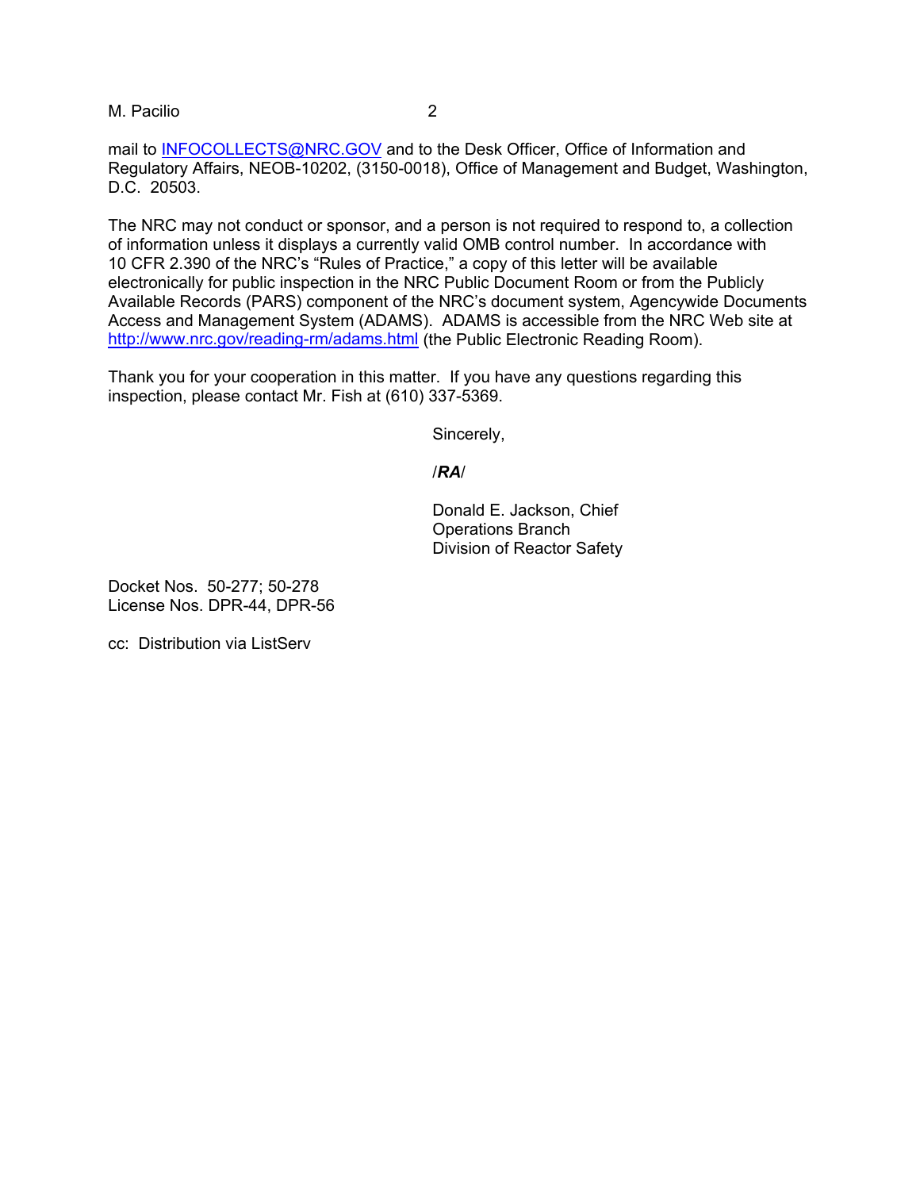mail to INFOCOLLECTS@NRC.GOV and to the Desk Officer, Office of Information and Regulatory Affairs, NEOB-10202, (3150-0018), Office of Management and Budget, Washington, D.C. 20503.

The NRC may not conduct or sponsor, and a person is not required to respond to, a collection of information unless it displays a currently valid OMB control number. In accordance with 10 CFR 2.390 of the NRC's "Rules of Practice," a copy of this letter will be available electronically for public inspection in the NRC Public Document Room or from the Publicly Available Records (PARS) component of the NRC's document system, Agencywide Documents Access and Management System (ADAMS). ADAMS is accessible from the NRC Web site at http://www.nrc.gov/reading-rm/adams.html (the Public Electronic Reading Room).

Thank you for your cooperation in this matter. If you have any questions regarding this inspection, please contact Mr. Fish at (610) 337-5369.

Sincerely,

/***RA***/

Donald E. Jackson, Chief
Operations Branch
Division of Reactor Safety

Docket Nos. 50-277; 50-278
License Nos. DPR-44, DPR-56

cc: Distribution via ListServ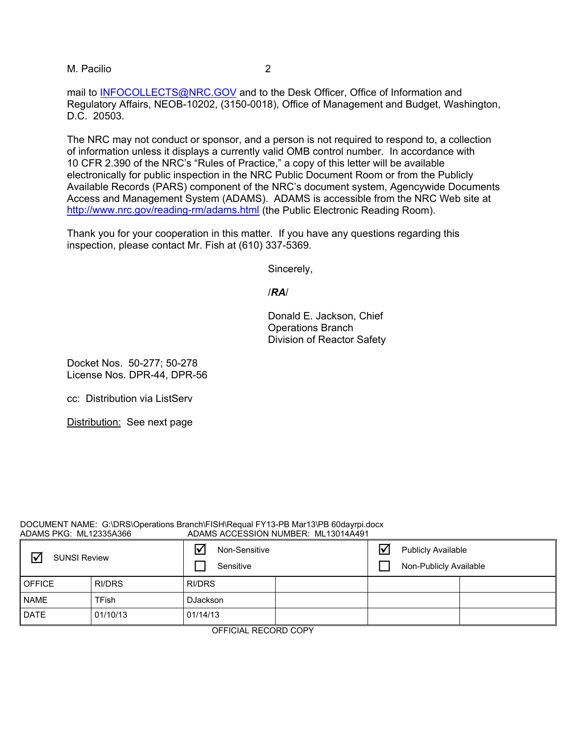mail to INFOCOLLECTS@NRC.GOV and to the Desk Officer, Office of Information and Regulatory Affairs, NEOB-10202, (3150-0018), Office of Management and Budget, Washington, D.C. 20503.

The NRC may not conduct or sponsor, and a person is not required to respond to, a collection of information unless it displays a currently valid OMB control number. In accordance with 10 CFR 2.390 of the NRC's "Rules of Practice," a copy of this letter will be available electronically for public inspection in the NRC Public Document Room or from the Publicly Available Records (PARS) component of the NRC's document system, Agencywide Documents Access and Management System (ADAMS). ADAMS is accessible from the NRC Web site at http://www.nrc.gov/reading-rm/adams.html (the Public Electronic Reading Room).

Thank you for your cooperation in this matter. If you have any questions regarding this inspection, please contact Mr. Fish at (610) 337-5369.

Sincerely,

/***RA***/

Donald E. Jackson, Chief
Operations Branch
Division of Reactor Safety

Docket Nos. 50-277; 50-278
License Nos. DPR-44, DPR-56

cc: Distribution via ListServ

Distribution: See next page

DOCUMENT NAME: G:\DRS\Operations Branch\FISH\Requal FY13-PB Mar13\PB 60dayrpi.docx
ADAMS PKG: ML12335A366 ADAMS ACCESSION NUMBER: ML13014A491

| ☑ SUNSI Review | | ☑ Non-Sensitive ☐ Sensitive | | ☑ Publicly Available ☐ Non-Publicly Available | |
|---|---|---|---|---|---|
| OFFICE | RI/DRS | RI/DRS | | | |
| NAME | TFish | DJackson | | | |
| DATE | 01/10/13 | 01/14/13 | | | |

OFFICIAL RECORD COPY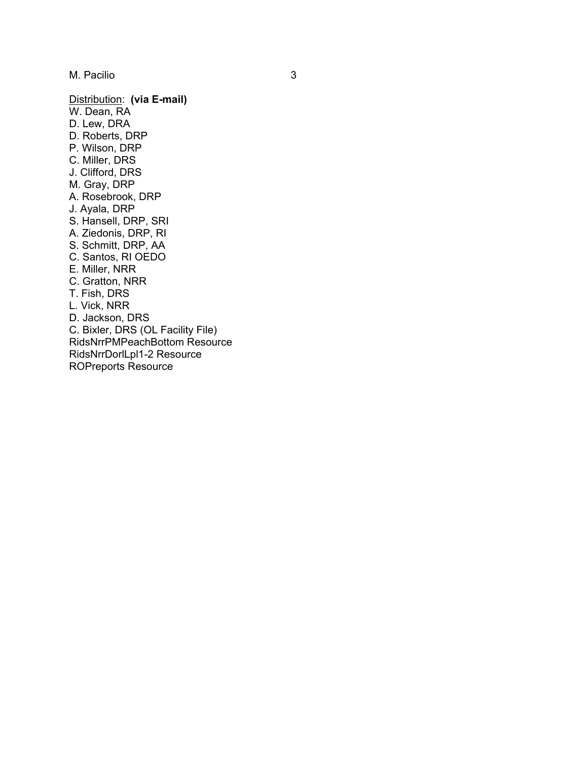Distribution: **(via E-mail)**

W. Dean, RA
D. Lew, DRA
D. Roberts, DRP
P. Wilson, DRP
C. Miller, DRS
J. Clifford, DRS
M. Gray, DRP
A. Rosebrook, DRP
J. Ayala, DRP
S. Hansell, DRP, SRI
A. Ziedonis, DRP, RI
S. Schmitt, DRP, AA
C. Santos, RI OEDO
E. Miller, NRR
C. Gratton, NRR
T. Fish, DRS
L. Vick, NRR
D. Jackson, DRS
C. Bixler, DRS (OL Facility File)
RidsNrrPMPeachBottom Resource
RidsNrrDorlLpl1-2 Resource
ROPreports Resource